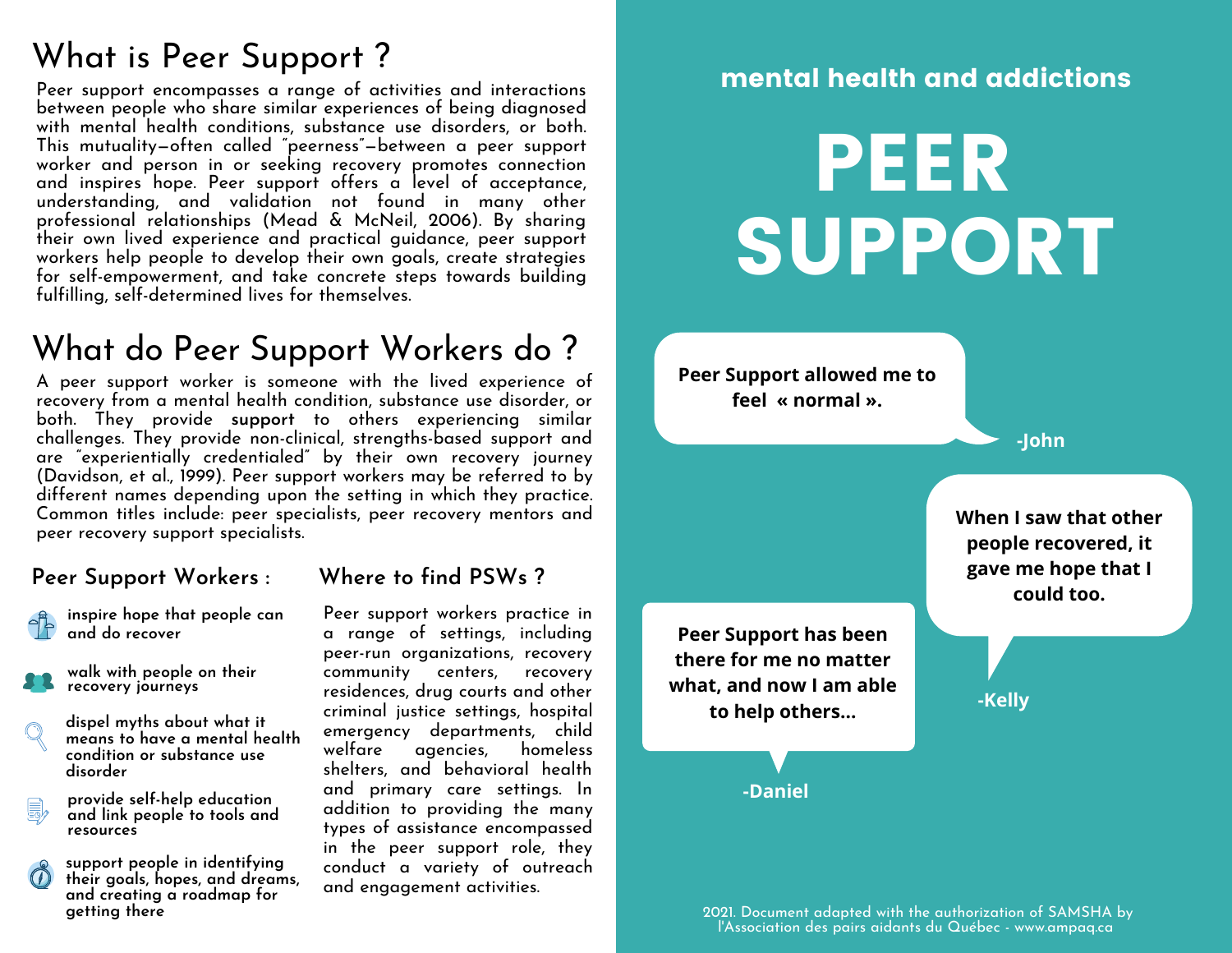# What is Peer Support ?

Peer support encompasses a range of activities and interactions between people who share similar experiences of being diagnosed with mental health conditions, substance use disorders, or both. This mutuality—often called "peerness"—between a peer support worker and person in or seeking recovery promotes connection and inspires hope. Peer support offers a level of acceptance, understanding, and validation not found in many other professional relationships (Mead & McNeil, 2006). By sharing their own lived experience and practical guidance, peer support workers help people to develop their own goals, create strategies for self-empowerment, and take concrete steps towards building fulfilling, self-determined lives for themselves.

# What do Peer Support Workers do ?

A peer support worker is someone with the lived experience of recovery from a mental health condition, substance use disorder, or both. They provide **support** to others experiencing similar challenges. They provide non-clinical, strengths-based support and are "experientially credentialed" by their own recovery journey (Davidson, et al., 1999). Peer support workers may be referred to by different names depending upon the setting in which they practice. Common titles include: peer specialists, peer recovery mentors and peer recovery support specialists.

## Peer Support Workers :

- inspire hope that people can and do recover
- walk with people on their recovery journeys
- dispel myths about what it means to have a mental health condition or substance use disorder
- provide self-help education and link people to tools and resources
- support people in identifying their goals, hopes, and dreams, and creating a roadmap for getting there

## Where to find PSWs ?

Peer support workers practice in a range of settings, including peer-run organizations, recovery community centers, recovery residences, drug courts and other criminal justice settings, hospital emergency departments, child welfare agencies, homeless shelters, and behavioral health and primary care settings. In addition to providing the many types of assistance encompassed in the peer support role, they conduct a variety of outreach and engagement activities.

**mental health and addictions**

# PEER SUPPORT

**Peer Support allowed me to feel « normal ».**

**-John**

**When I saw that other people recovered, it gave me hope that I could too.**

**-Kelly**

**Peer Support has been there for me no matter what, and now I am able to help others...**

**-Daniel**

2021. Document adapted with the authorization of SAMSHA by l'Association des pairs aidants du Québec - www.ampaq.ca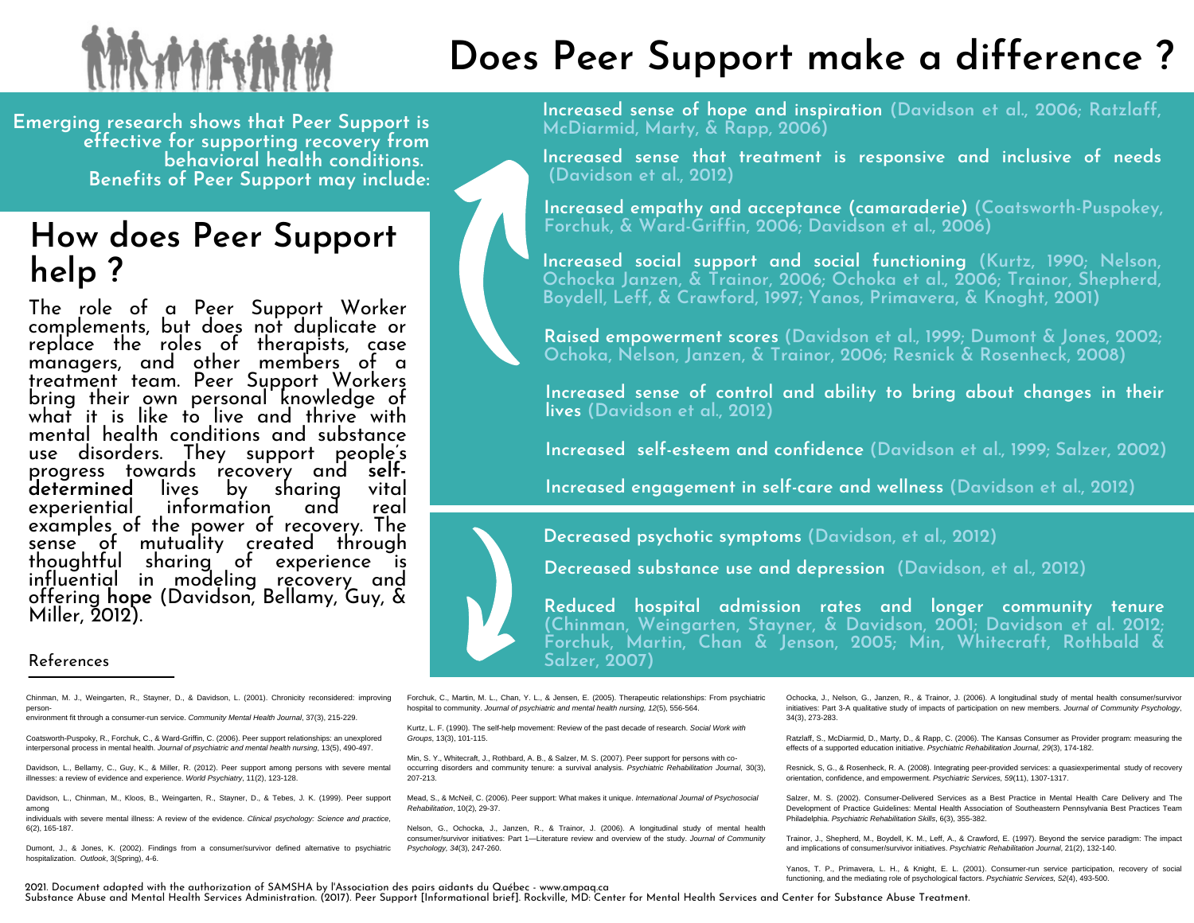# Does Peer Support make a difference ?

**Emerging research shows that Peer Support is effective for supporting recovery from behavioral health conditions. Benefits of Peer Support may include:**

**Increased sense of hope and inspiration** (Davidson et al., 2006; Ratzlaff, McDiarmid, Marty, & Rapp, 2006)

**Increased sense that treatment is responsive and inclusive of needs** (Davidson et al., 2012)

**Increased empathy and acceptance (camaraderie)** (Coatsworth-Puspokey, Forchuk, & Ward-Griffin, 2006; Davidson et al., 2006)

**Increased social support and social functioning** (Kurtz, 1990; Nelson, Ochocka Janzen, & Trainor, 2006; Ochoka et al., 2006; Trainor, Shepherd, Boydell, Leff, & Crawford, 1997; Yanos, Primavera, & Knoght, 2001)

**Raised empowerment scores** (Davidson et al., 1999; Dumont & Jones, 2002; Ochoka, Nelson, Janzen, & Trainor, 2006; Resnick & Rosenheck, 2008)

**Increased sense of control and ability to bring about changes in their lives** (Davidson et al., 2012)

**Increased self-esteem and confidence** (Davidson et al., 1999; Salzer, 2002)

**Increased engagement in self-care and wellness** (Davidson et al., 2012)

**Decreased psychotic symptoms** (Davidson, et al., 2012)

**Decreased substance use and depression** (Davidson, et al., 2012)

**Reduced hospital admission rates and longer community tenure** (Chinman, Weingarten, Stayner, & Davidson, 2001; Davidson et al. 2012; Forchuk, Martin, Chan & Jenson, 2005; Min, Whitecraft, Rothbald & Salzer, 2007)

## How does Peer Support help ?

The role of a Peer Support Worker complements, but does not duplicate or replace the roles of therapists, case managers, and other members of a treatment team. Peer Support Workers bring their own personal knowledge of what it is like to live and thrive with mental health conditions and substance use disorders. They support people's progress towards recovery and **self-determined** lives by sharing vital experiential information and real examples of the power of recovery. The sense of mutuality created through thoughtful sharing of experience is influential in modeling recovery and offering **hope** (Davidson, Bellamy, Guy, & Miller, 2012).

## References

Chinman, M. J., Weingarten, R., Stayner, D., & Davidson, L. (2001). Chronicity reconsidered: improving person-environment fit through a consumer-run service. *Community Mental Health Journal*, 37(3), 215-229.

Coatsworth-Puspoky, R., Forchuk, C., & Ward-Griffin, C. (2006). Peer support relationships: an unexplored interpersonal process in mental health. *Journal of psychiatric and mental health nursing*, 13(5), 490-497.

Davidson, L., Bellamy, C., Guy, K., & Miller, R. (2012). Peer support among persons with severe mental illnesses: a review of evidence and experience. *World Psychiatry*, 11(2), 123-128.

Davidson, L., Chinman, M., Kloos, B., Weingarten, R., Stayner, D., & Tebes, J. K. (1999). Peer support among individuals with severe mental illness: A review of the evidence. *Clinical psychology: Science and practice*, 6(2), 165-187.

Dumont, J., & Jones, K. (2002). Findings from a consumer/survivor defined alternative to psychiatric hospitalization. *Outlook*, 3(Spring), 4-6.

Forchuk, C., Martin, M. L., Chan, Y. L., & Jensen, E. (2005). Therapeutic relationships: From psychiatric hospital to community. *Journal of psychiatric and mental health nursing, 12*(5), 556-564.

Kurtz, L. F. (1990). The self-help movement: Review of the past decade of research. *Social Work with Groups*, 13(3), 101-115.

Min, S. Y., Whitecraft, J., Rothbard, A. B., & Salzer, M. S. (2007). Peer support for persons with co-occuring disorders and community tenure: a survival analysis. *Psychiatric Rehabilitation Journal*, 30(3), 207-213.

Mead, S., & McNeil, C. (2006). Peer support: What makes it unique. *International Journal of Psychosocial Rehabilitation*, 10(2), 29-37.

Nelson, G., Ochocka, J., Janzen, R., & Trainor, J. (2006). A longitudinal study of mental health consumer/survivor initiatives: Part 1—Literature review and overview of the study. *Journal of Community Psychology*, *34*(3), 247-260.

Ochocka, J., Nelson, G., Janzen, R., & Trainor, J. (2006). A longitudinal study of mental health consumer/survivor initiatives: Part 3-A qualitative study of impacts of participation on new members. *Journal of Community Psychology*, 34(3), 273-283.

Ratzlaff, S., McDiarmid, D., Marty, D., & Rapp, C. (2006). The Kansas Consumer as Provider program: measuring the effects of a supported education initiative. *Psychiatric Rehabilitation Journal, 29*(3), 174-182.

Resnick, S. G., & Rosenheck, R. A. (2008). Integrating peer-provided services: a quasiexperimental study of recovery orientation, confidence, and empowerment. *Psychiatric Services, 59*(11), 1307-1317.

Salzer, M. S. (2002). Consumer-Delivered Services as a Best Practice in Mental Health Care Delivery and The Development of Practice Guidelines: Mental Health Association of Southeastern Pennsylvania Best Practices Team Philadelphia. *Psychiatric Rehabilitation Skills*, 6(3), 355-382.

Trainor, J., Shepherd, M., Boydell, K. M., Leff, A., & Crawford, E. (1997). Beyond the service paradigm: The impact and implications of consumer/survivor initiatives. *Psychiatric Rehabilitation Journal*, 21(2), 132-140.

Yanos, T. P., Primavera, L. H., & Knight, E. L. (2001). Consumer-run service participation, recovery of social functioning, and the mediating role of psychological factors. *Psychiatric Services, 52*(4), 493-500.

2021. Document adapted with the authorization of SAMSHA by l'Association des pairs aidants du Québec - www.ampaq.ca

Substance Abuse and Mental Health Services Administration. (2017). Peer Support [Informational brief]. Rockville, MD: Center for Mental Health Services and Center for Substance Abuse Treatment.